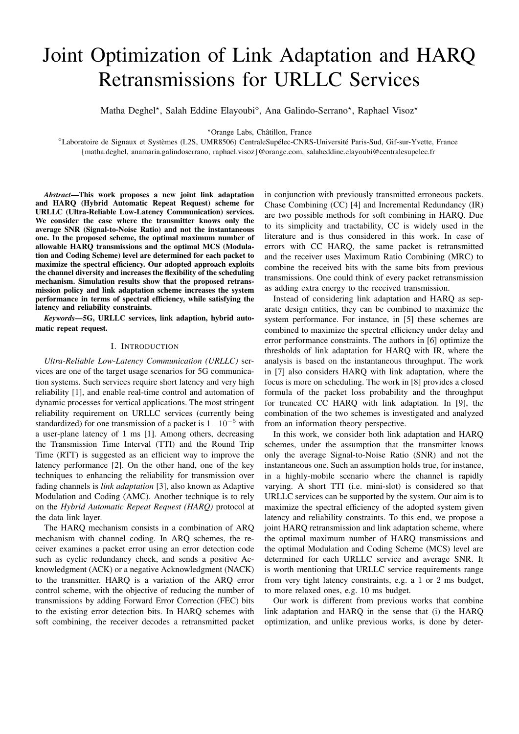# Joint Optimization of Link Adaptation and HARQ Retransmissions for URLLC Services

Matha Deghel⋆, Salah Eddine Elayoubi⋄, Ana Galindo-Serrano⋆, Raphael Visoz⋆

⋆Orange Labs, Châtillon, France

⋄Laboratoire de Signaux et Systèmes (L2S, UMR8506) CentraleSupélec-CNRS-Université Paris-Sud, Gif-sur-Yvette, France

{matha.deghel, anamaria.galindoserrano, raphael.visoz}@orange.com, salaheddine.elayoubi@centralesupelec.fr

***Abstract*—This work proposes a new joint link adaptation and HARQ (Hybrid Automatic Repeat Request) scheme for URLLC (Ultra-Reliable Low-Latency Communication) services. We consider the case where the transmitter knows only the average SNR (Signal-to-Noise Ratio) and not the instantaneous one. In the proposed scheme, the optimal maximum number of allowable HARQ transmissions and the optimal MCS (Modulation and Coding Scheme) level are determined for each packet to maximize the spectral efficiency. Our adopted approach exploits the channel diversity and increases the flexibility of the scheduling mechanism. Simulation results show that the proposed retransmission policy and link adaptation scheme increases the system performance in terms of spectral efficiency, while satisfying the latency and reliability constraints.**

***Keywords*—5G, URLLC services, link adaption, hybrid automatic repeat request.**

## I. Introduction

*Ultra-Reliable Low-Latency Communication (URLLC)* services are one of the target usage scenarios for 5G communication systems. Such services require short latency and very high reliability [1], and enable real-time control and automation of dynamic processes for vertical applications. The most stringent reliability requirement on URLLC services (currently being standardized) for one transmission of a packet is $1-10^{-5}$ with a user-plane latency of 1 ms [1]. Among others, decreasing the Transmission Time Interval (TTI) and the Round Trip Time (RTT) is suggested as an efficient way to improve the latency performance [2]. On the other hand, one of the key techniques to enhancing the reliability for transmission over fading channels is *link adaptation* [3], also known as Adaptive Modulation and Coding (AMC). Another technique is to rely on the *Hybrid Automatic Repeat Request (HARQ)* protocol at the data link layer.

The HARQ mechanism consists in a combination of ARQ mechanism with channel coding. In ARQ schemes, the receiver examines a packet error using an error detection code such as cyclic redundancy check, and sends a positive Acknowledgment (ACK) or a negative Acknowledgment (NACK) to the transmitter. HARQ is a variation of the ARQ error control scheme, with the objective of reducing the number of transmissions by adding Forward Error Correction (FEC) bits to the existing error detection bits. In HARQ schemes with soft combining, the receiver decodes a retransmitted packet in conjunction with previously transmitted erroneous packets. Chase Combining (CC) [4] and Incremental Redundancy (IR) are two possible methods for soft combining in HARQ. Due to its simplicity and tractability, CC is widely used in the literature and is thus considered in this work. In case of errors with CC HARQ, the same packet is retransmitted and the receiver uses Maximum Ratio Combining (MRC) to combine the received bits with the same bits from previous transmissions. One could think of every packet retransmission as adding extra energy to the received transmission.

Instead of considering link adaptation and HARQ as separate design entities, they can be combined to maximize the system performance. For instance, in [5] these schemes are combined to maximize the spectral efficiency under delay and error performance constraints. The authors in [6] optimize the thresholds of link adaptation for HARQ with IR, where the analysis is based on the instantaneous throughput. The work in [7] also considers HARQ with link adaptation, where the focus is more on scheduling. The work in [8] provides a closed formula of the packet loss probability and the throughput for truncated CC HARQ with link adaptation. In [9], the combination of the two schemes is investigated and analyzed from an information theory perspective.

In this work, we consider both link adaptation and HARQ schemes, under the assumption that the transmitter knows only the average Signal-to-Noise Ratio (SNR) and not the instantaneous one. Such an assumption holds true, for instance, in a highly-mobile scenario where the channel is rapidly varying. A short TTI (i.e. mini-slot) is considered so that URLLC services can be supported by the system. Our aim is to maximize the spectral efficiency of the adopted system given latency and reliability constraints. To this end, we propose a joint HARQ retransmission and link adaptation scheme, where the optimal maximum number of HARQ transmissions and the optimal Modulation and Coding Scheme (MCS) level are determined for each URLLC service and average SNR. It is worth mentioning that URLLC service requirements range from very tight latency constraints, e.g. a 1 or 2 ms budget, to more relaxed ones, e.g. 10 ms budget.

Our work is different from previous works that combine link adaptation and HARQ in the sense that (i) the HARQ optimization, and unlike previous works, is done by deter-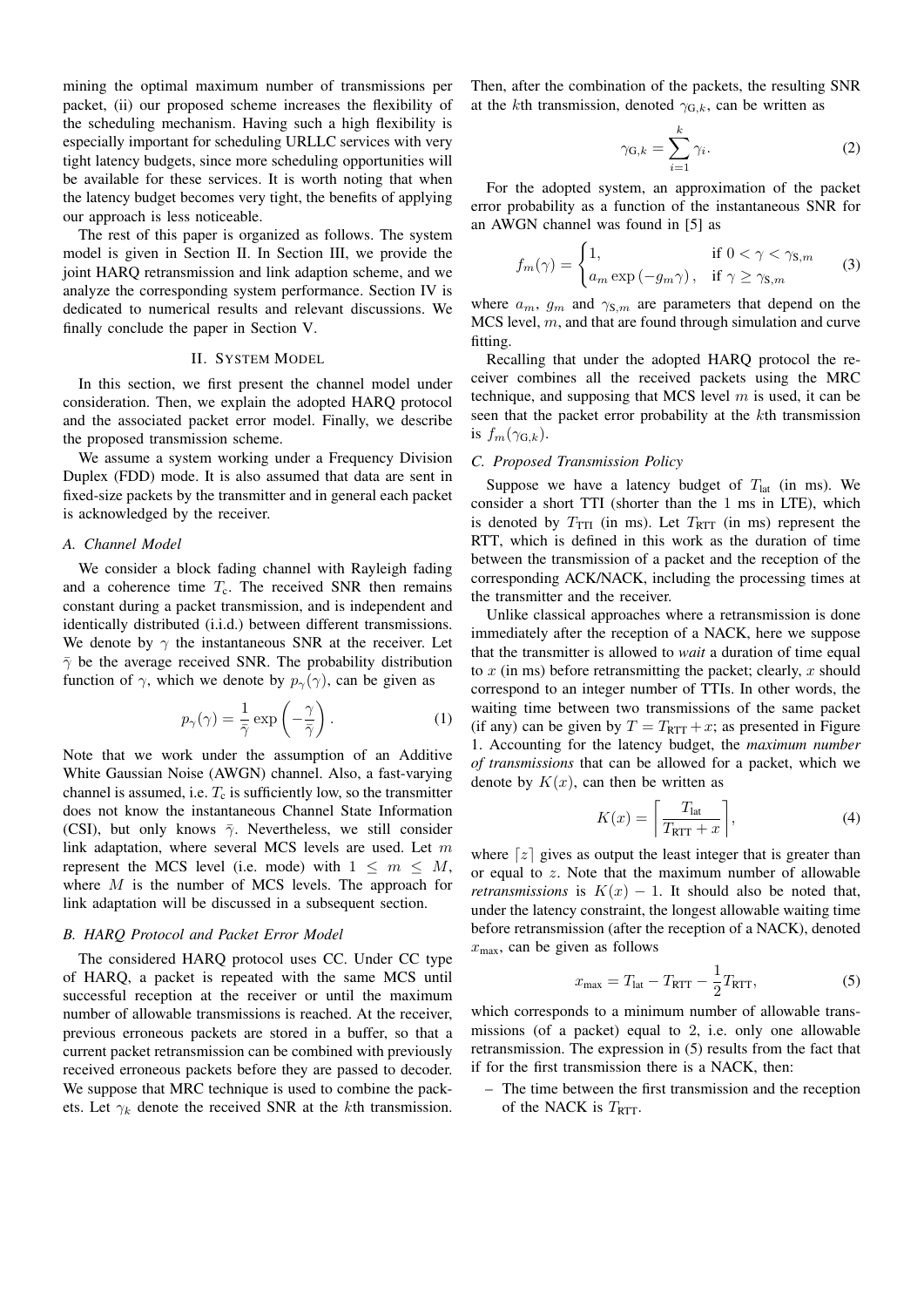mining the optimal maximum number of transmissions per packet, (ii) our proposed scheme increases the flexibility of the scheduling mechanism. Having such a high flexibility is especially important for scheduling URLLC services with very tight latency budgets, since more scheduling opportunities will be available for these services. It is worth noting that when the latency budget becomes very tight, the benefits of applying our approach is less noticeable.

The rest of this paper is organized as follows. The system model is given in Section II. In Section III, we provide the joint HARQ retransmission and link adaption scheme, and we analyze the corresponding system performance. Section IV is dedicated to numerical results and relevant discussions. We finally conclude the paper in Section V.

## II. System Model

In this section, we first present the channel model under consideration. Then, we explain the adopted HARQ protocol and the associated packet error model. Finally, we describe the proposed transmission scheme.

We assume a system working under a Frequency Division Duplex (FDD) mode. It is also assumed that data are sent in fixed-size packets by the transmitter and in general each packet is acknowledged by the receiver.

### A. Channel Model

We consider a block fading channel with Rayleigh fading and a coherence time $T_\text{c}$. The received SNR then remains constant during a packet transmission, and is independent and identically distributed (i.i.d.) between different transmissions. We denote by $\gamma$ the instantaneous SNR at the receiver. Let $\bar{\gamma}$ be the average received SNR. The probability distribution function of $\gamma$, which we denote by $p_\gamma(\gamma)$, can be given as

$$p_\gamma(\gamma) = \frac{1}{\bar{\gamma}} \exp\left(-\frac{\gamma}{\bar{\gamma}}\right). \tag{1}$$

Note that we work under the assumption of an Additive White Gaussian Noise (AWGN) channel. Also, a fast-varying channel is assumed, i.e. $T_\text{c}$ is sufficiently low, so the transmitter does not know the instantaneous Channel State Information (CSI), but only knows $\bar{\gamma}$. Nevertheless, we still consider link adaptation, where several MCS levels are used. Let $m$ represent the MCS level (i.e. mode) with $1 \leq m \leq M$, where $M$ is the number of MCS levels. The approach for link adaptation will be discussed in a subsequent section.

### B. HARQ Protocol and Packet Error Model

The considered HARQ protocol uses CC. Under CC type of HARQ, a packet is repeated with the same MCS until successful reception at the receiver or until the maximum number of allowable transmissions is reached. At the receiver, previous erroneous packets are stored in a buffer, so that a current packet retransmission can be combined with previously received erroneous packets before they are passed to decoder. We suppose that MRC technique is used to combine the packets. Let $\gamma_k$ denote the received SNR at the $k$th transmission. Then, after the combination of the packets, the resulting SNR at the $k$th transmission, denoted $\gamma_{\text{G},k}$, can be written as

$$\gamma_{\text{G},k} = \sum_{i=1}^{k} \gamma_i. \tag{2}$$

For the adopted system, an approximation of the packet error probability as a function of the instantaneous SNR for an AWGN channel was found in [5] as

$$f_m(\gamma) = \begin{cases} 1, & \text{if } 0 < \gamma < \gamma_{\text{S},m} \\ a_m \exp\left(-g_m \gamma\right), & \text{if } \gamma \geq \gamma_{\text{S},m} \end{cases} \tag{3}$$

where $a_m$, $g_m$ and $\gamma_{\text{S},m}$ are parameters that depend on the MCS level, $m$, and that are found through simulation and curve fitting.

Recalling that under the adopted HARQ protocol the receiver combines all the received packets using the MRC technique, and supposing that MCS level $m$ is used, it can be seen that the packet error probability at the $k$th transmission is $f_m(\gamma_{\text{G},k})$.

### C. Proposed Transmission Policy

Suppose we have a latency budget of $T_\text{lat}$ (in ms). We consider a short TTI (shorter than the 1 ms in LTE), which is denoted by $T_\text{TTI}$ (in ms). Let $T_\text{RTT}$ (in ms) represent the RTT, which is defined in this work as the duration of time between the transmission of a packet and the reception of the corresponding ACK/NACK, including the processing times at the transmitter and the receiver.

Unlike classical approaches where a retransmission is done immediately after the reception of a NACK, here we suppose that the transmitter is allowed to *wait* a duration of time equal to $x$ (in ms) before retransmitting the packet; clearly, $x$ should correspond to an integer number of TTIs. In other words, the waiting time between two transmissions of the same packet (if any) can be given by $T = T_\text{RTT} + x$; as presented in Figure 1. Accounting for the latency budget, the *maximum number of transmissions* that can be allowed for a packet, which we denote by $K(x)$, can then be written as

$$K(x) = \left\lceil \frac{T_\text{lat}}{T_\text{RTT} + x} \right\rceil, \tag{4}$$

where $\lceil z \rceil$ gives as output the least integer that is greater than or equal to $z$. Note that the maximum number of allowable *retransmissions* is $K(x) - 1$. It should also be noted that, under the latency constraint, the longest allowable waiting time before retransmission (after the reception of a NACK), denoted $x_\text{max}$, can be given as follows

$$x_\text{max} = T_\text{lat} - T_\text{RTT} - \frac{1}{2} T_\text{RTT}, \tag{5}$$

which corresponds to a minimum number of allowable transmissions (of a packet) equal to 2, i.e. only one allowable retransmission. The expression in (5) results from the fact that if for the first transmission there is a NACK, then:

– The time between the first transmission and the reception of the NACK is $T_\text{RTT}$.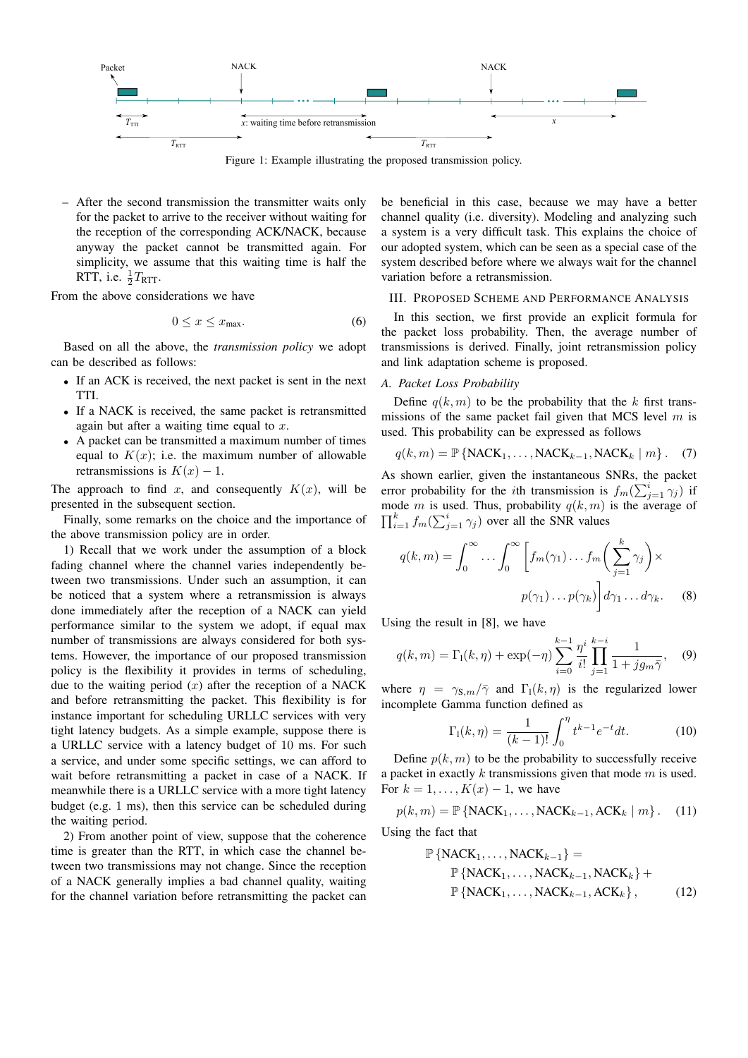Packet

NACK

NACK

$T_{\text{TTI}}$

$x$: waiting time before retransmission

$x$

$T_{\text{RTT}}$

$T_{\text{RTT}}$

Figure 1: Example illustrating the proposed transmission policy.

– After the second transmission the transmitter waits only for the packet to arrive to the receiver without waiting for the reception of the corresponding ACK/NACK, because anyway the packet cannot be transmitted again. For simplicity, we assume that this waiting time is half the RTT, i.e. $\frac{1}{2}T_{\text{RTT}}$.

From the above considerations we have

$$0 \leq x \leq x_{\text{max}}. \tag{6}$$

Based on all the above, the *transmission policy* we adopt can be described as follows:

- If an ACK is received, the next packet is sent in the next TTI.
- If a NACK is received, the same packet is retransmitted again but after a waiting time equal to $x$.
- A packet can be transmitted a maximum number of times equal to $K(x)$; i.e. the maximum number of allowable retransmissions is $K(x) - 1$.

The approach to find $x$, and consequently $K(x)$, will be presented in the subsequent section.

Finally, some remarks on the choice and the importance of the above transmission policy are in order.

1) Recall that we work under the assumption of a block fading channel where the channel varies independently between two transmissions. Under such an assumption, it can be noticed that a system where a retransmission is always done immediately after the reception of a NACK can yield performance similar to the system we adopt, if equal max number of transmissions are always considered for both systems. However, the importance of our proposed transmission policy is the flexibility it provides in terms of scheduling, due to the waiting period ($x$) after the reception of a NACK and before retransmitting the packet. This flexibility is for instance important for scheduling URLLC services with very tight latency budgets. As a simple example, suppose there is a URLLC service with a latency budget of 10 ms. For such a service, and under some specific settings, we can afford to wait before retransmitting a packet in case of a NACK. If meanwhile there is a URLLC service with a more tight latency budget (e.g. 1 ms), then this service can be scheduled during the waiting period.

2) From another point of view, suppose that the coherence time is greater than the RTT, in which case the channel between two transmissions may not change. Since the reception of a NACK generally implies a bad channel quality, waiting for the channel variation before retransmitting the packet can be beneficial in this case, because we may have a better channel quality (i.e. diversity). Modeling and analyzing such a system is a very difficult task. This explains the choice of our adopted system, which can be seen as a special case of the system described before where we always wait for the channel variation before a retransmission.

## III. Proposed Scheme and Performance Analysis

In this section, we first provide an explicit formula for the packet loss probability. Then, the average number of transmissions is derived. Finally, joint retransmission policy and link adaptation scheme is proposed.

### A. Packet Loss Probability

Define $q(k, m)$ to be the probability that the $k$ first transmissions of the same packet fail given that MCS level $m$ is used. This probability can be expressed as follows

$$q(k, m) = \mathbb{P}\left\{\text{NACK}_1, \ldots, \text{NACK}_{k-1}, \text{NACK}_k \mid m\right\}. \tag{7}$$

As shown earlier, given the instantaneous SNRs, the packet error probability for the $i$th transmission is $f_m(\sum_{j=1}^{i}\gamma_j)$ if mode $m$ is used. Thus, probability $q(k, m)$ is the average of $\prod_{i=1}^{k} f_m(\sum_{j=1}^{i}\gamma_j)$ over all the SNR values

$$q(k, m) = \int_0^\infty \ldots \int_0^\infty \left[ f_m(\gamma_1) \ldots f_m\left(\sum_{j=1}^{k}\gamma_j\right) \times p(\gamma_1) \ldots p(\gamma_k)\right] d\gamma_1 \ldots d\gamma_k. \tag{8}$$

Using the result in [8], we have

$$q(k, m) = \Gamma_1(k, \eta) + \exp(-\eta) \sum_{i=0}^{k-1} \frac{\eta^i}{i!} \prod_{j=1}^{k-i} \frac{1}{1 + j g_m \bar{\gamma}}, \tag{9}$$

where $\eta = \gamma_{\text{S},m}/\bar{\gamma}$ and $\Gamma_1(k, \eta)$ is the regularized lower incomplete Gamma function defined as

$$\Gamma_1(k, \eta) = \frac{1}{(k-1)!}\int_0^\eta t^{k-1} e^{-t} dt. \tag{10}$$

Define $p(k, m)$ to be the probability to successfully receive a packet in exactly $k$ transmissions given that mode $m$ is used. For $k = 1, \ldots, K(x) - 1$, we have

$$p(k, m) = \mathbb{P}\left\{\text{NACK}_1, \ldots, \text{NACK}_{k-1}, \text{ACK}_k \mid m\right\}. \tag{11}$$

Using the fact that

$$\begin{aligned}\mathbb{P}\left\{\text{NACK}_1, \ldots, \text{NACK}_{k-1}\right\} = \\ \mathbb{P}\left\{\text{NACK}_1, \ldots, \text{NACK}_{k-1}, \text{NACK}_k\right\} + \\ \mathbb{P}\left\{\text{NACK}_1, \ldots, \text{NACK}_{k-1}, \text{ACK}_k\right\},\end{aligned} \tag{12}$$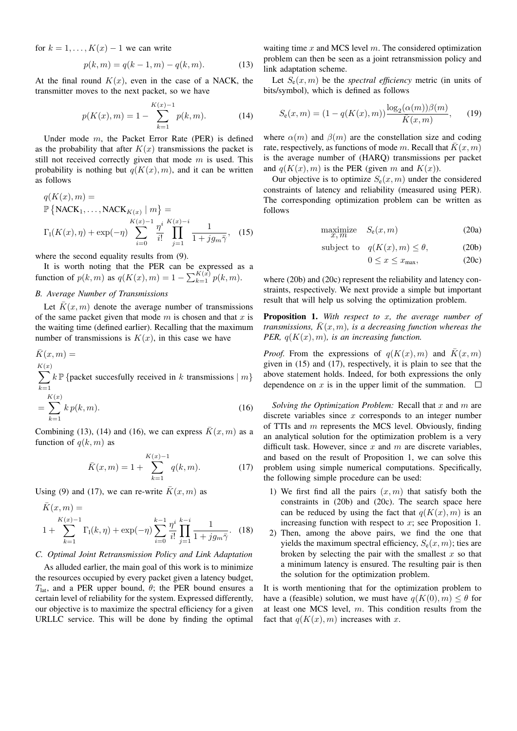for $k = 1, \ldots, K(x) - 1$ we can write

$$p(k, m) = q(k-1, m) - q(k, m). \tag{13}$$

At the final round $K(x)$, even in the case of a NACK, the transmitter moves to the next packet, so we have

$$p(K(x), m) = 1 - \sum_{k=1}^{K(x)-1} p(k, m). \tag{14}$$

Under mode $m$, the Packet Error Rate (PER) is defined as the probability that after $K(x)$ transmissions the packet is still not received correctly given that mode $m$ is used. This probability is nothing but $q(K(x), m)$, and it can be written as follows

$$\begin{aligned} &q(K(x), m) = \\ &\mathbb{P}\left\{\text{NACK}_1, \ldots, \text{NACK}_{K(x)} \mid m\right\} = \\ &\Gamma_l(K(x), \eta) + \exp(-\eta) \sum_{i=0}^{K(x)-1} \frac{\eta^i}{i!} \prod_{j=1}^{K(x)-i} \frac{1}{1 + j g_m \bar{\gamma}}, \end{aligned} \tag{15}$$

where the second equality results from (9).

It is worth noting that the PER can be expressed as a function of $p(k, m)$ as $q(K(x), m) = 1 - \sum_{k=1}^{K(x)} p(k, m)$.

### B. Average Number of Transmissions

Let $\bar{K}(x, m)$ denote the average number of transmissions of the same packet given that mode $m$ is chosen and that $x$ is the waiting time (defined earlier). Recalling that the maximum number of transmissions is $K(x)$, in this case we have

$$\begin{aligned} &\bar{K}(x, m) = \\ &\sum_{k=1}^{K(x)} k\, \mathbb{P}\left\{\text{packet succesfully received in } k \text{ transmissions} \mid m\right\} \\ &= \sum_{k=1}^{K(x)} k\, p(k, m). \end{aligned} \tag{16}$$

Combining (13), (14) and (16), we can express $\bar{K}(x, m)$ as a function of $q(k, m)$ as

$$\bar{K}(x, m) = 1 + \sum_{k=1}^{K(x)-1} q(k, m). \tag{17}$$

Using (9) and (17), we can re-write $\bar{K}(x, m)$ as

$$\begin{aligned} &\bar{K}(x, m) = \\ &1 + \sum_{k=1}^{K(x)-1} \Gamma_l(k, \eta) + \exp(-\eta) \sum_{i=0}^{k-1} \frac{\eta^i}{i!} \prod_{j=1}^{k-i} \frac{1}{1 + j g_m \bar{\gamma}}. \end{aligned} \tag{18}$$

### C. Optimal Joint Retransmission Policy and Link Adaptation

As alluded earlier, the main goal of this work is to minimize the resources occupied by every packet given a latency budget, $T_{\text{lat}}$, and a PER upper bound, $\theta$; the PER bound ensures a certain level of reliability for the system. Expressed differently, our objective is to maximize the spectral efficiency for a given URLLC service. This will be done by finding the optimal waiting time $x$ and MCS level $m$. The considered optimization problem can then be seen as a joint retransmission policy and link adaptation scheme.

Let $S_e(x, m)$ be the *spectral efficiency* metric (in units of bits/symbol), which is defined as follows

$$S_e(x, m) = (1 - q(K(x), m)) \frac{\log_2(\alpha(m)) \beta(m)}{\bar{K}(x, m)}, \tag{19}$$

where $\alpha(m)$ and $\beta(m)$ are the constellation size and coding rate, respectively, as functions of mode $m$. Recall that $\bar{K}(x, m)$ is the average number of (HARQ) transmissions per packet and $q(K(x), m)$ is the PER (given $m$ and $K(x)$).

Our objective is to optimize $S_e(x, m)$ under the considered constraints of latency and reliability (measured using PER). The corresponding optimization problem can be written as follows

$$\underset{x,\, m}{\text{maximize}} \quad S_e(x, m) \tag{20a}$$

$$\text{subject to} \quad q(K(x), m) \leq \theta, \tag{20b}$$

$$0 \leq x \leq x_{\max}, \tag{20c}$$

where (20b) and (20c) represent the reliability and latency constraints, respectively. We next provide a simple but important result that will help us solving the optimization problem.

**Proposition 1.** *With respect to $x$, the average number of transmissions, $\bar{K}(x, m)$, is a decreasing function whereas the PER, $q(K(x), m)$, is an increasing function.*

*Proof.* From the expressions of $q(K(x), m)$ and $\bar{K}(x, m)$ given in (15) and (17), respectively, it is plain to see that the above statement holds. Indeed, for both expressions the only dependence on $x$ is in the upper limit of the summation. □

*Solving the Optimization Problem:* Recall that $x$ and $m$ are discrete variables since $x$ corresponds to an integer number of TTIs and $m$ represents the MCS level. Obviously, finding an analytical solution for the optimization problem is a very difficult task. However, since $x$ and $m$ are discrete variables, and based on the result of Proposition 1, we can solve this problem using simple numerical computations. Specifically, the following simple procedure can be used:

1) We first find all the pairs $(x, m)$ that satisfy both the constraints in (20b) and (20c). The search space here can be reduced by using the fact that $q(K(x), m)$ is an increasing function with respect to $x$; see Proposition 1.
2) Then, among the above pairs, we find the one that yields the maximum spectral efficiency, $S_e(x, m)$; ties are broken by selecting the pair with the smallest $x$ so that a minimum latency is ensured. The resulting pair is then the solution for the optimization problem.

It is worth mentioning that for the optimization problem to have a (feasible) solution, we must have $q(K(0), m) \leq \theta$ for at least one MCS level, $m$. This condition results from the fact that $q(K(x), m)$ increases with $x$.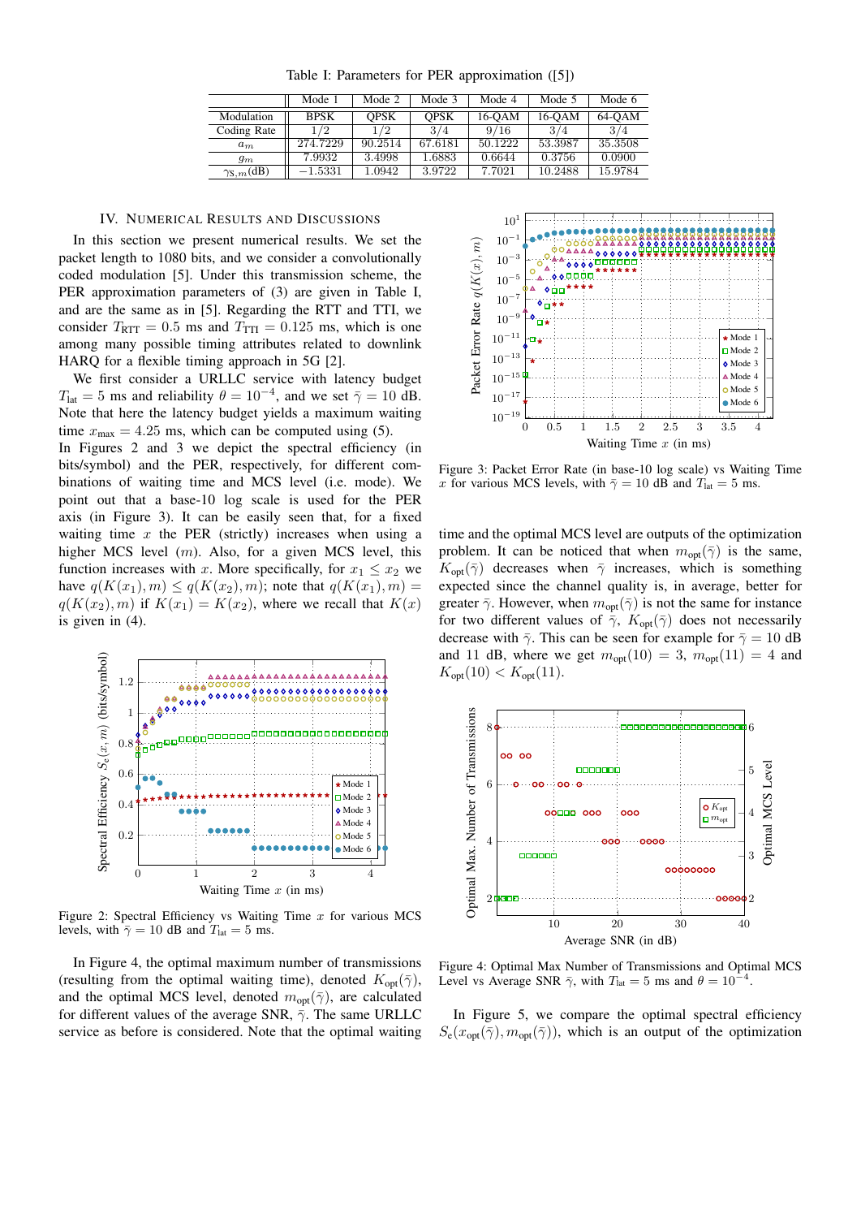Table I: Parameters for PER approximation ([5])

| | Mode 1 | Mode 2 | Mode 3 | Mode 4 | Mode 5 | Mode 6 |
|---|---|---|---|---|---|---|
| Modulation | BPSK | QPSK | QPSK | 16-QAM | 16-QAM | 64-QAM |
| Coding Rate | 1/2 | 1/2 | 3/4 | 9/16 | 3/4 | 3/4 |
| $a_m$ | 274.7229 | 90.2514 | 67.6181 | 50.1222 | 53.3987 | 35.3508 |
| $g_m$ | 7.9932 | 3.4998 | 1.6883 | 0.6644 | 0.3756 | 0.0900 |
| $\gamma_{\text{S},m}$(dB) | $-1.5331$ | 1.0942 | 3.9722 | 7.7021 | 10.2488 | 15.9784 |

## IV. Numerical Results and Discussions

In this section we present numerical results. We set the packet length to 1080 bits, and we consider a convolutionally coded modulation [5]. Under this transmission scheme, the PER approximation parameters of (3) are given in Table I, and are the same as in [5]. Regarding the RTT and TTI, we consider $T_{\text{RTT}} = 0.5$ ms and $T_{\text{TTI}} = 0.125$ ms, which is one among many possible timing attributes related to downlink HARQ for a flexible timing approach in 5G [2].

We first consider a URLLC service with latency budget $T_{\text{lat}} = 5$ ms and reliability $\theta = 10^{-4}$, and we set $\bar{\gamma} = 10$ dB. Note that here the latency budget yields a maximum waiting time $x_{\max} = 4.25$ ms, which can be computed using (5).
In Figures 2 and 3 we depict the spectral efficiency (in bits/symbol) and the PER, respectively, for different combinations of waiting time and MCS level (i.e. mode). We point out that a base-10 log scale is used for the PER axis (in Figure 3). It can be easily seen that, for a fixed waiting time $x$ the PER (strictly) increases when using a higher MCS level $(m)$. Also, for a given MCS level, this function increases with $x$. More specifically, for $x_1 \leq x_2$ we have $q(K(x_1), m) \leq q(K(x_2), m)$; note that $q(K(x_1), m) = q(K(x_2), m)$ if $K(x_1) = K(x_2)$, where we recall that $K(x)$ is given in (4).

Spectral Efficiency $S_e(x,m)$ (bits/symbol)
1.2
1
0.8
0.6
0.4
0.2
0 1 2 3 4
Waiting Time $x$ (in ms)
Mode 1
Mode 2
Mode 3
Mode 4
Mode 5
Mode 6

Figure 2: Spectral Efficiency vs Waiting Time $x$ for various MCS levels, with $\bar{\gamma} = 10$ dB and $T_{\text{lat}} = 5$ ms.

In Figure 4, the optimal maximum number of transmissions (resulting from the optimal waiting time), denoted $K_{\text{opt}}(\bar{\gamma})$, and the optimal MCS level, denoted $m_{\text{opt}}(\bar{\gamma})$, are calculated for different values of the average SNR, $\bar{\gamma}$. The same URLLC service as before is considered. Note that the optimal waiting

Packet Error Rate $q(K(x),m)$
$10^{1}$
$10^{-1}$
$10^{-3}$
$10^{-5}$
$10^{-7}$
$10^{-9}$
$10^{-11}$
$10^{-13}$
$10^{-15}$
$10^{-17}$
$10^{-19}$
0 0.5 1 1.5 2 2.5 3 3.5 4
Waiting Time $x$ (in ms)
Mode 1
Mode 2
Mode 3
Mode 4
Mode 5
Mode 6

Figure 3: Packet Error Rate (in base-10 log scale) vs Waiting Time $x$ for various MCS levels, with $\bar{\gamma} = 10$ dB and $T_{\text{lat}} = 5$ ms.

time and the optimal MCS level are outputs of the optimization problem. It can be noticed that when $m_{\text{opt}}(\bar{\gamma})$ is the same, $K_{\text{opt}}(\bar{\gamma})$ decreases when $\bar{\gamma}$ increases, which is something expected since the channel quality is, in average, better for greater $\bar{\gamma}$. However, when $m_{\text{opt}}(\bar{\gamma})$ is not the same for instance for two different values of $\bar{\gamma}$, $K_{\text{opt}}(\bar{\gamma})$ does not necessarily decrease with $\bar{\gamma}$. This can be seen for example for $\bar{\gamma} = 10$ dB and 11 dB, where we get $m_{\text{opt}}(10) = 3$, $m_{\text{opt}}(11) = 4$ and $K_{\text{opt}}(10) < K_{\text{opt}}(11)$.

Optimal Max. Number of Transmissions
8
6
4
2
10 20 30 40
Average SNR (in dB)
Optimal MCS Level
6
5
4
3
2
$K_{\text{opt}}$
$m_{\text{opt}}$

Figure 4: Optimal Max Number of Transmissions and Optimal MCS Level vs Average SNR $\bar{\gamma}$, with $T_{\text{lat}} = 5$ ms and $\theta = 10^{-4}$.

In Figure 5, we compare the optimal spectral efficiency $S_e(x_{\text{opt}}(\bar{\gamma}), m_{\text{opt}}(\bar{\gamma}))$, which is an output of the optimization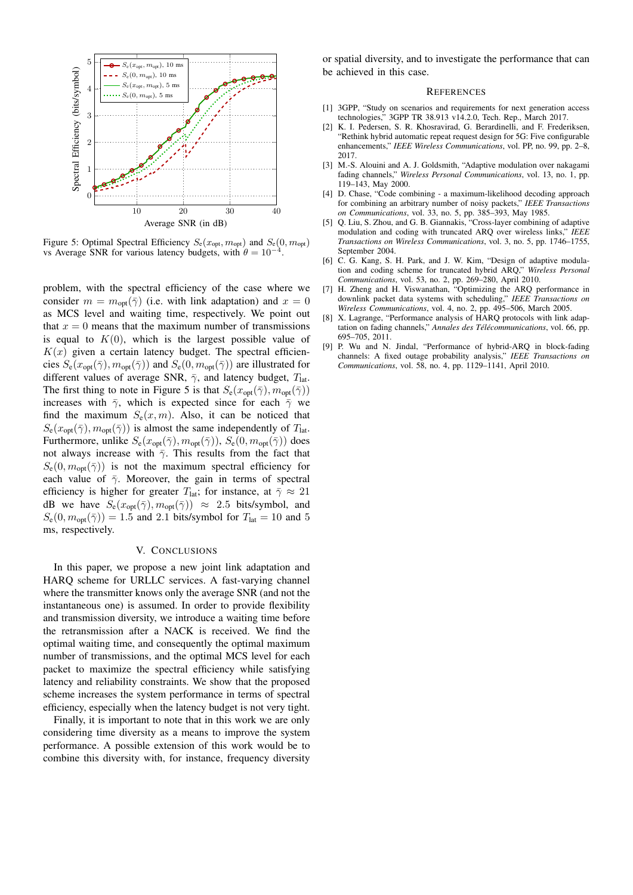$S_e(x_{opt}, m_{opt})$, 10 ms

$S_e(0, m_{opt})$, 10 ms

$S_e(x_{opt}, m_{opt})$, 5 ms

$S_e(0, m_{opt})$, 5 ms

Spectral Efficiency (bits/symbol)

Average SNR (in dB)

0 1 2 3 4 5

10 20 30 40

Figure 5: Optimal Spectral Efficiency $S_e(x_{opt}, m_{opt})$ and $S_e(0, m_{opt})$ vs Average SNR for various latency budgets, with $\theta = 10^{-4}$.

problem, with the spectral efficiency of the case where we consider $m = m_{opt}(\bar{\gamma})$ (i.e. with link adaptation) and $x = 0$ as MCS level and waiting time, respectively. We point out that $x = 0$ means that the maximum number of transmissions is equal to $K(0)$, which is the largest possible value of $K(x)$ given a certain latency budget. The spectral efficiencies $S_e(x_{opt}(\bar{\gamma}), m_{opt}(\bar{\gamma}))$ and $S_e(0, m_{opt}(\bar{\gamma}))$ are illustrated for different values of average SNR, $\bar{\gamma}$, and latency budget, $T_{lat}$. The first thing to note in Figure 5 is that $S_e(x_{opt}(\bar{\gamma}), m_{opt}(\bar{\gamma}))$ increases with $\bar{\gamma}$, which is expected since for each $\bar{\gamma}$ we find the maximum $S_e(x, m)$. Also, it can be noticed that $S_e(x_{opt}(\bar{\gamma}), m_{opt}(\bar{\gamma}))$ is almost the same independently of $T_{lat}$. Furthermore, unlike $S_e(x_{opt}(\bar{\gamma}), m_{opt}(\bar{\gamma}))$, $S_e(0, m_{opt}(\bar{\gamma}))$ does not always increase with $\bar{\gamma}$. This results from the fact that $S_e(0, m_{opt}(\bar{\gamma}))$ is not the maximum spectral efficiency for each value of $\bar{\gamma}$. Moreover, the gain in terms of spectral efficiency is higher for greater $T_{lat}$; for instance, at $\bar{\gamma} \approx 21$ dB we have $S_e(x_{opt}(\bar{\gamma}), m_{opt}(\bar{\gamma})) \approx 2.5$ bits/symbol, and $S_e(0, m_{opt}(\bar{\gamma})) = 1.5$ and 2.1 bits/symbol for $T_{lat} = 10$ and 5 ms, respectively.

## V. Conclusions

In this paper, we propose a new joint link adaptation and HARQ scheme for URLLC services. A fast-varying channel where the transmitter knows only the average SNR (and not the instantaneous one) is assumed. In order to provide flexibility and transmission diversity, we introduce a waiting time before the retransmission after a NACK is received. We find the optimal waiting time, and consequently the optimal maximum number of transmissions, and the optimal MCS level for each packet to maximize the spectral efficiency while satisfying latency and reliability constraints. We show that the proposed scheme increases the system performance in terms of spectral efficiency, especially when the latency budget is not very tight.

Finally, it is important to note that in this work we are only considering time diversity as a means to improve the system performance. A possible extension of this work would be to combine this diversity with, for instance, frequency diversity or spatial diversity, and to investigate the performance that can be achieved in this case.

## References

[1] 3GPP, "Study on scenarios and requirements for next generation access technologies," 3GPP TR 38.913 v14.2.0, Tech. Rep., March 2017.

[2] K. I. Pedersen, S. R. Khosravirad, G. Berardinelli, and F. Frederiksen, "Rethink hybrid automatic repeat request design for 5G: Five configurable enhancements," *IEEE Wireless Communications*, vol. PP, no. 99, pp. 2–8, 2017.

[3] M.-S. Alouini and A. J. Goldsmith, "Adaptive modulation over nakagami fading channels," *Wireless Personal Communications*, vol. 13, no. 1, pp. 119–143, May 2000.

[4] D. Chase, "Code combining - a maximum-likelihood decoding approach for combining an arbitrary number of noisy packets," *IEEE Transactions on Communications*, vol. 33, no. 5, pp. 385–393, May 1985.

[5] Q. Liu, S. Zhou, and G. B. Giannakis, "Cross-layer combining of adaptive modulation and coding with truncated ARQ over wireless links," *IEEE Transactions on Wireless Communications*, vol. 3, no. 5, pp. 1746–1755, September 2004.

[6] C. G. Kang, S. H. Park, and J. W. Kim, "Design of adaptive modulation and coding scheme for truncated hybrid ARQ," *Wireless Personal Communications*, vol. 53, no. 2, pp. 269–280, April 2010.

[7] H. Zheng and H. Viswanathan, "Optimizing the ARQ performance in downlink packet data systems with scheduling," *IEEE Transactions on Wireless Communications*, vol. 4, no. 2, pp. 495–506, March 2005.

[8] X. Lagrange, "Performance analysis of HARQ protocols with link adaptation on fading channels," *Annales des Télécommunications*, vol. 66, pp. 695–705, 2011.

[9] P. Wu and N. Jindal, "Performance of hybrid-ARQ in block-fading channels: A fixed outage probability analysis," *IEEE Transactions on Communications*, vol. 58, no. 4, pp. 1129–1141, April 2010.